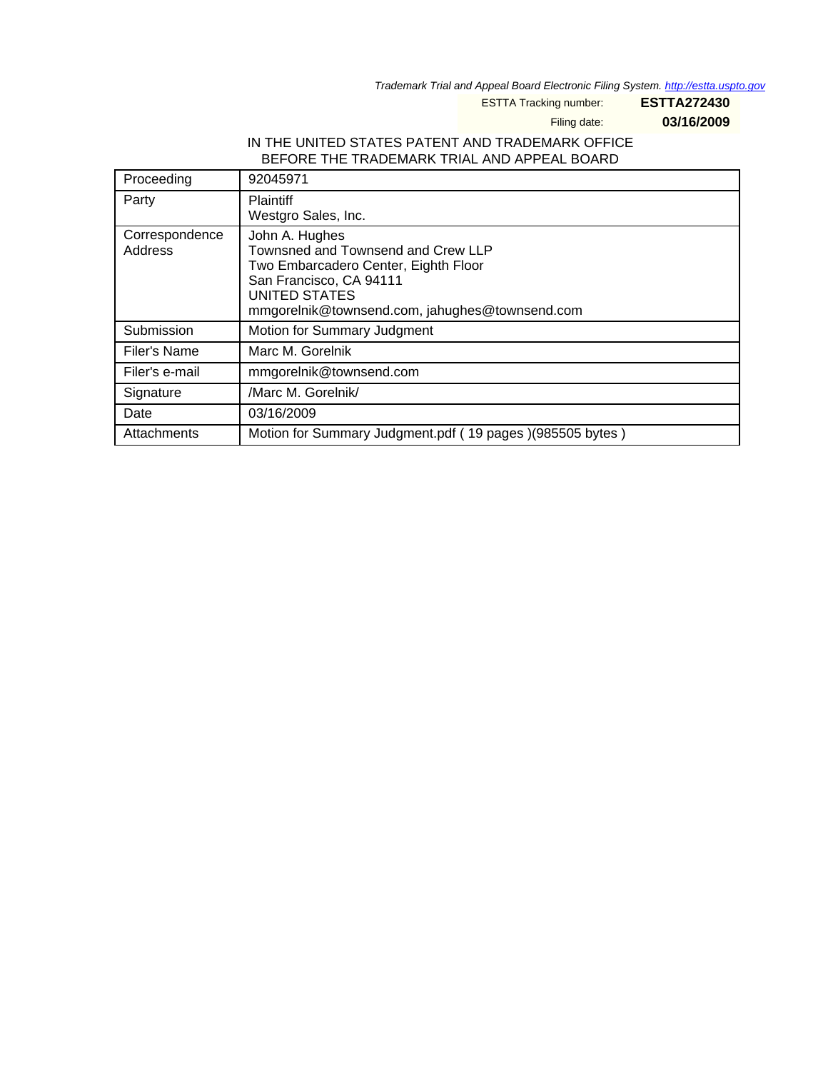*Trademark Trial and Appeal Board Electronic Filing System. http://estta.uspto.gov*

ESTTA Tracking number: **ESTTA272430**

Filing date: **03/16/2009**

IN THE UNITED STATES PATENT AND TRADEMARK OFFICE
BEFORE THE TRADEMARK TRIAL AND APPEAL BOARD

| | |
|---|---|
| Proceeding | 92045971 |
| Party | Plaintiff<br>Westgro Sales, Inc. |
| Correspondence Address | John A. Hughes<br>Townsned and Townsend and Crew LLP<br>Two Embarcadero Center, Eighth Floor<br>San Francisco, CA 94111<br>UNITED STATES<br>mmgorelnik@townsend.com, jahughes@townsend.com |
| Submission | Motion for Summary Judgment |
| Filer's Name | Marc M. Gorelnik |
| Filer's e-mail | mmgorelnik@townsend.com |
| Signature | /Marc M. Gorelnik/ |
| Date | 03/16/2009 |
| Attachments | Motion for Summary Judgment.pdf ( 19 pages )(985505 bytes ) |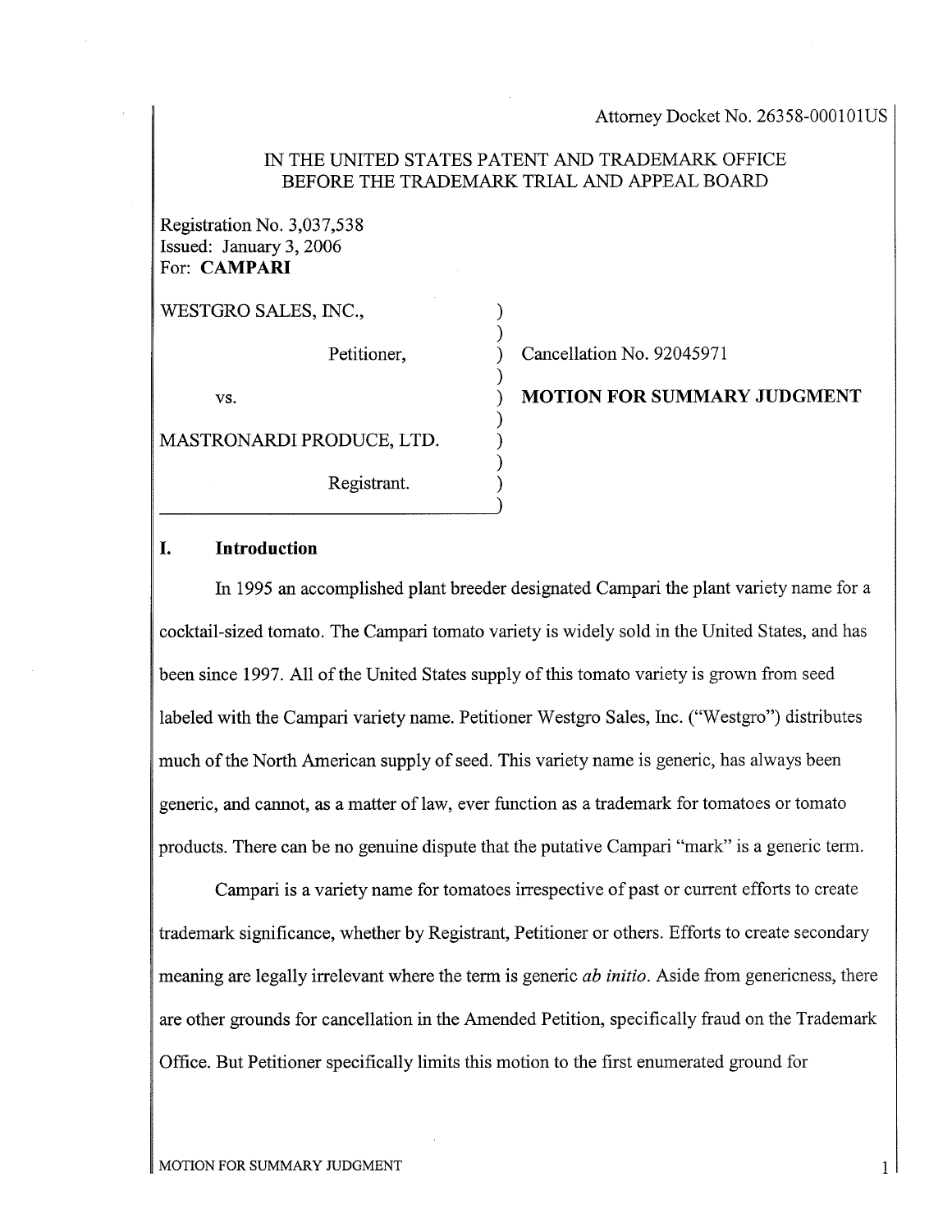Attorney Docket No. 26358-000101US

IN THE UNITED STATES PATENT AND TRADEMARK OFFICE
BEFORE THE TRADEMARK TRIAL AND APPEAL BOARD

Registration No. 3,037,538
Issued: January 3, 2006
For: **CAMPARI**

| | |
|---|---|
| WESTGRO SALES, INC., | |
| Petitioner, | Cancellation No. 92045971 |
| vs. | **MOTION FOR SUMMARY JUDGMENT** |
| MASTRONARDI PRODUCE, LTD. | |
| Registrant. | |

## I. Introduction

In 1995 an accomplished plant breeder designated Campari the plant variety name for a cocktail-sized tomato. The Campari tomato variety is widely sold in the United States, and has been since 1997. All of the United States supply of this tomato variety is grown from seed labeled with the Campari variety name. Petitioner Westgro Sales, Inc. ("Westgro") distributes much of the North American supply of seed. This variety name is generic, has always been generic, and cannot, as a matter of law, ever function as a trademark for tomatoes or tomato products. There can be no genuine dispute that the putative Campari "mark" is a generic term.

Campari is a variety name for tomatoes irrespective of past or current efforts to create trademark significance, whether by Registrant, Petitioner or others. Efforts to create secondary meaning are legally irrelevant where the term is generic *ab initio*. Aside from genericness, there are other grounds for cancellation in the Amended Petition, specifically fraud on the Trademark Office. But Petitioner specifically limits this motion to the first enumerated ground for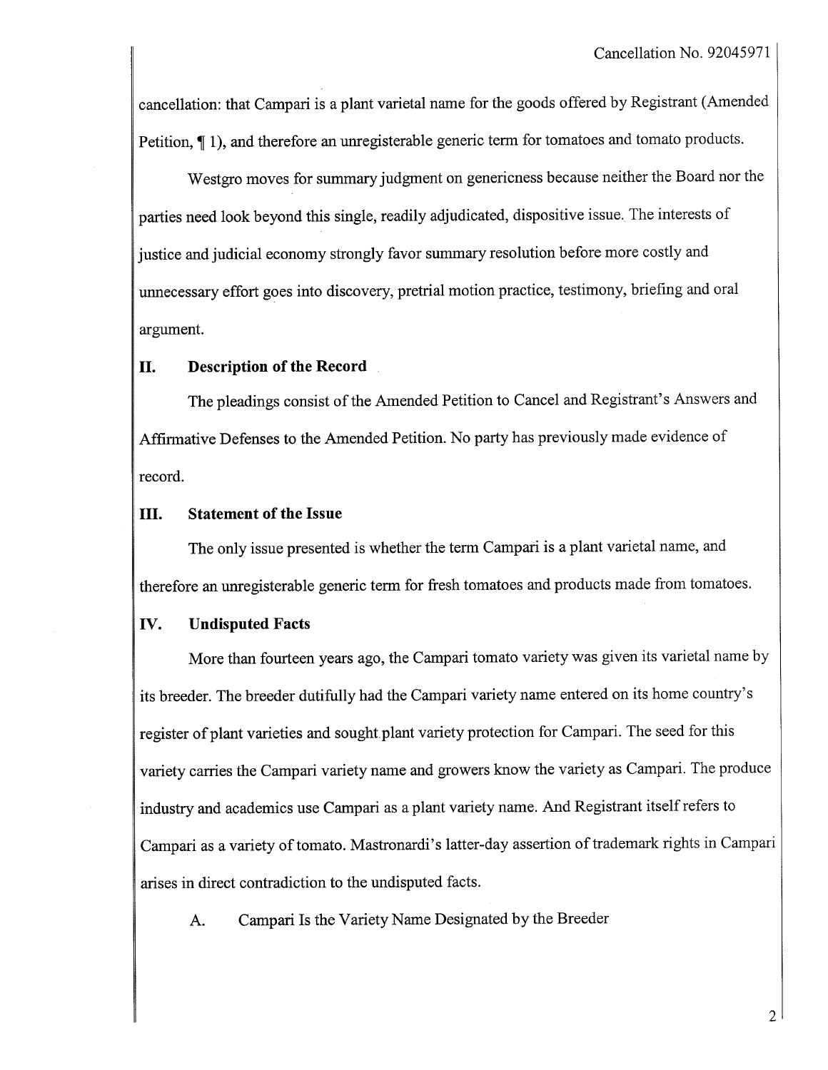cancellation: that Campari is a plant varietal name for the goods offered by Registrant (Amended Petition, ¶ 1), and therefore an unregisterable generic term for tomatoes and tomato products.

Westgro moves for summary judgment on genericness because neither the Board nor the parties need look beyond this single, readily adjudicated, dispositive issue. The interests of justice and judicial economy strongly favor summary resolution before more costly and unnecessary effort goes into discovery, pretrial motion practice, testimony, briefing and oral argument.

## II. Description of the Record

The pleadings consist of the Amended Petition to Cancel and Registrant's Answers and Affirmative Defenses to the Amended Petition. No party has previously made evidence of record.

## III. Statement of the Issue

The only issue presented is whether the term Campari is a plant varietal name, and therefore an unregisterable generic term for fresh tomatoes and products made from tomatoes.

## IV. Undisputed Facts

More than fourteen years ago, the Campari tomato variety was given its varietal name by its breeder. The breeder dutifully had the Campari variety name entered on its home country's register of plant varieties and sought plant variety protection for Campari. The seed for this variety carries the Campari variety name and growers know the variety as Campari. The produce industry and academics use Campari as a plant variety name. And Registrant itself refers to Campari as a variety of tomato. Mastronardi's latter-day assertion of trademark rights in Campari arises in direct contradiction to the undisputed facts.

### A. Campari Is the Variety Name Designated by the Breeder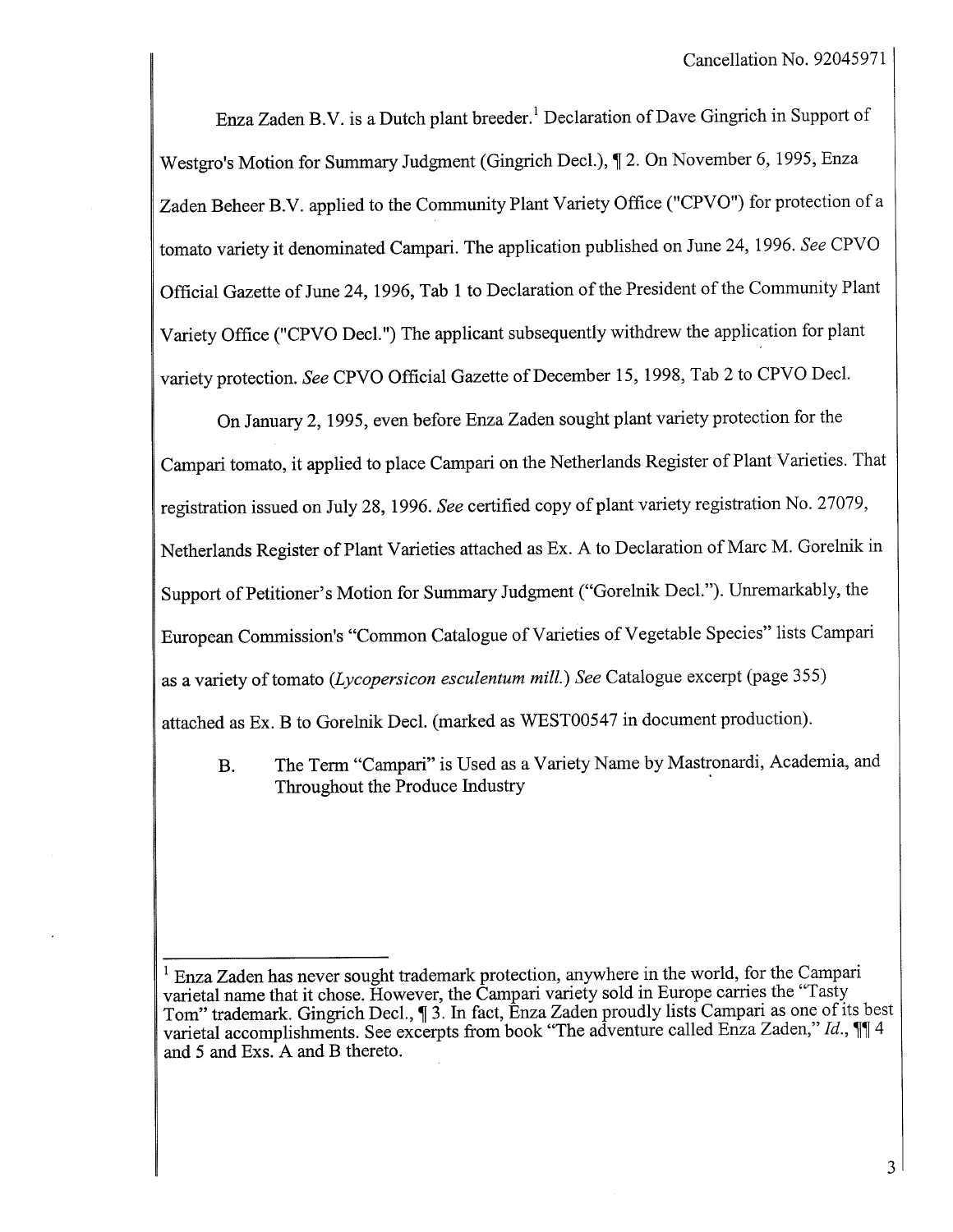Enza Zaden B.V. is a Dutch plant breeder.[1] Declaration of Dave Gingrich in Support of Westgro's Motion for Summary Judgment (Gingrich Decl.), ¶ 2. On November 6, 1995, Enza Zaden Beheer B.V. applied to the Community Plant Variety Office ("CPVO") for protection of a tomato variety it denominated Campari. The application published on June 24, 1996. *See* CPVO Official Gazette of June 24, 1996, Tab 1 to Declaration of the President of the Community Plant Variety Office ("CPVO Decl.") The applicant subsequently withdrew the application for plant variety protection. *See* CPVO Official Gazette of December 15, 1998, Tab 2 to CPVO Decl.

On January 2, 1995, even before Enza Zaden sought plant variety protection for the Campari tomato, it applied to place Campari on the Netherlands Register of Plant Varieties. That registration issued on July 28, 1996. *See* certified copy of plant variety registration No. 27079, Netherlands Register of Plant Varieties attached as Ex. A to Declaration of Marc M. Gorelnik in Support of Petitioner's Motion for Summary Judgment ("Gorelnik Decl."). Unremarkably, the European Commission's "Common Catalogue of Varieties of Vegetable Species" lists Campari as a variety of tomato (*Lycopersicon esculentum mill.*) *See* Catalogue excerpt (page 355) attached as Ex. B to Gorelnik Decl. (marked as WEST00547 in document production).

B. The Term "Campari" is Used as a Variety Name by Mastronardi, Academia, and Throughout the Produce Industry

---

[1] Enza Zaden has never sought trademark protection, anywhere in the world, for the Campari varietal name that it chose. However, the Campari variety sold in Europe carries the "Tasty Tom" trademark. Gingrich Decl., ¶ 3. In fact, Enza Zaden proudly lists Campari as one of its best varietal accomplishments. See excerpts from book "The adventure called Enza Zaden," *Id.*, ¶¶ 4 and 5 and Exs. A and B thereto.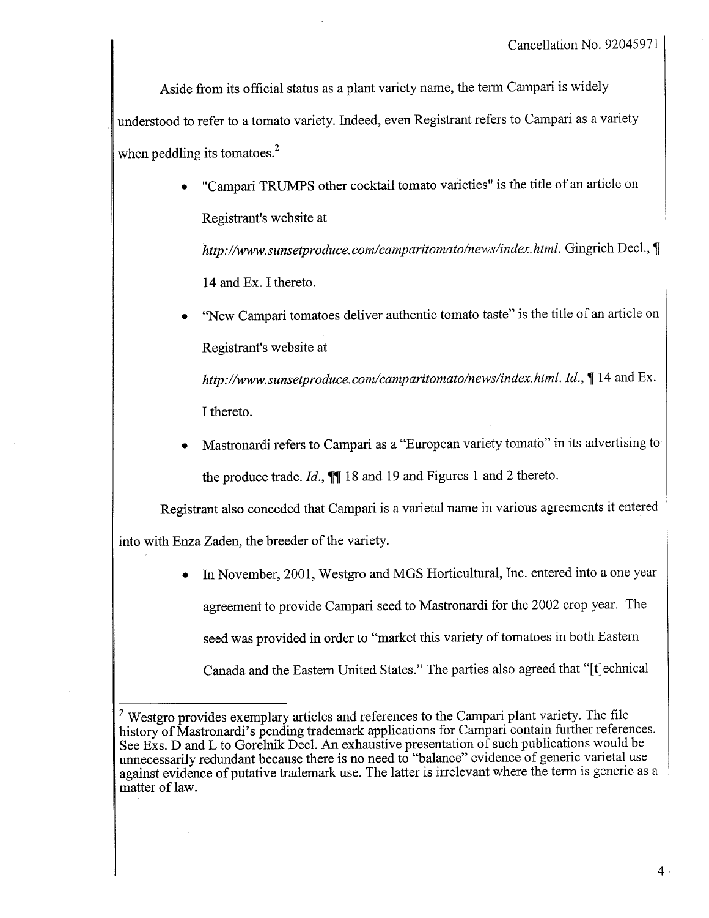Aside from its official status as a plant variety name, the term Campari is widely understood to refer to a tomato variety. Indeed, even Registrant refers to Campari as a variety when peddling its tomatoes.[2]

- "Campari TRUMPS other cocktail tomato varieties" is the title of an article on Registrant's website at *http://www.sunsetproduce.com/camparitomato/news/index.html*. Gingrich Decl., ¶ 14 and Ex. I thereto.
- "New Campari tomatoes deliver authentic tomato taste" is the title of an article on Registrant's website at *http://www.sunsetproduce.com/camparitomato/news/index.html*. *Id.*, ¶ 14 and Ex. I thereto.
- Mastronardi refers to Campari as a "European variety tomato" in its advertising to the produce trade. *Id.*, ¶¶ 18 and 19 and Figures 1 and 2 thereto.

Registrant also conceded that Campari is a varietal name in various agreements it entered into with Enza Zaden, the breeder of the variety.

- In November, 2001, Westgro and MGS Horticultural, Inc. entered into a one year agreement to provide Campari seed to Mastronardi for the 2002 crop year. The seed was provided in order to "market this variety of tomatoes in both Eastern Canada and the Eastern United States." The parties also agreed that "[t]echnical

---

[2] Westgro provides exemplary articles and references to the Campari plant variety. The file history of Mastronardi's pending trademark applications for Campari contain further references. See Exs. D and L to Gorelnik Decl. An exhaustive presentation of such publications would be unnecessarily redundant because there is no need to "balance" evidence of generic varietal use against evidence of putative trademark use. The latter is irrelevant where the term is generic as a matter of law.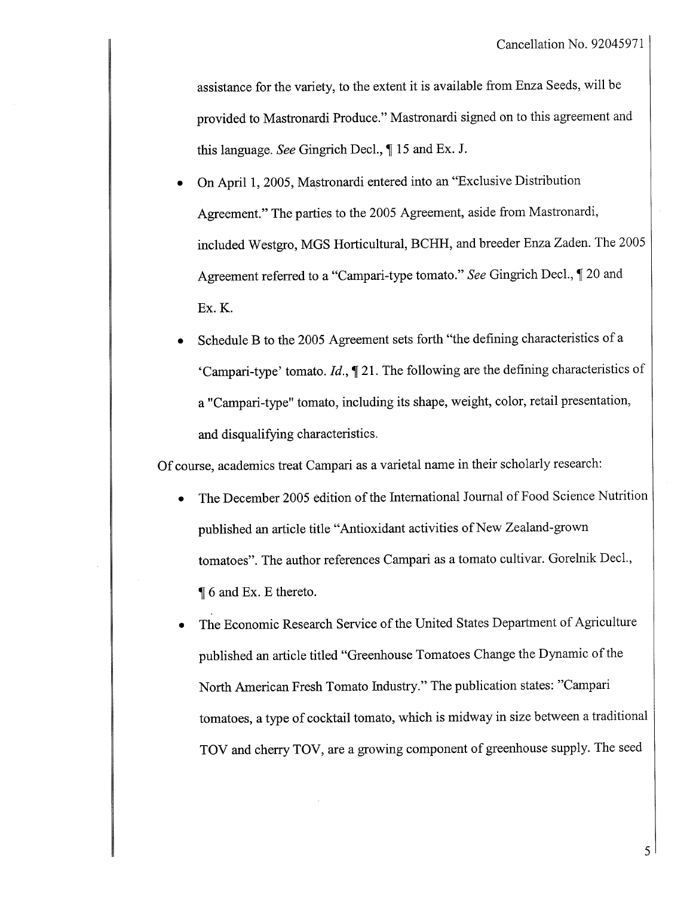assistance for the variety, to the extent it is available from Enza Seeds, will be provided to Mastronardi Produce." Mastronardi signed on to this agreement and this language. *See* Gingrich Decl., ¶ 15 and Ex. J.

- On April 1, 2005, Mastronardi entered into an "Exclusive Distribution Agreement." The parties to the 2005 Agreement, aside from Mastronardi, included Westgro, MGS Horticultural, BCHH, and breeder Enza Zaden. The 2005 Agreement referred to a "Campari-type tomato." *See* Gingrich Decl., ¶ 20 and Ex. K.
- Schedule B to the 2005 Agreement sets forth "the defining characteristics of a 'Campari-type' tomato. *Id.*, ¶ 21. The following are the defining characteristics of a "Campari-type" tomato, including its shape, weight, color, retail presentation, and disqualifying characteristics.

Of course, academics treat Campari as a varietal name in their scholarly research:

- The December 2005 edition of the International Journal of Food Science Nutrition published an article title "Antioxidant activities of New Zealand-grown tomatoes". The author references Campari as a tomato cultivar. Gorelnik Decl., ¶ 6 and Ex. E thereto.
- The Economic Research Service of the United States Department of Agriculture published an article titled "Greenhouse Tomatoes Change the Dynamic of the North American Fresh Tomato Industry." The publication states: "Campari tomatoes, a type of cocktail tomato, which is midway in size between a traditional TOV and cherry TOV, are a growing component of greenhouse supply. The seed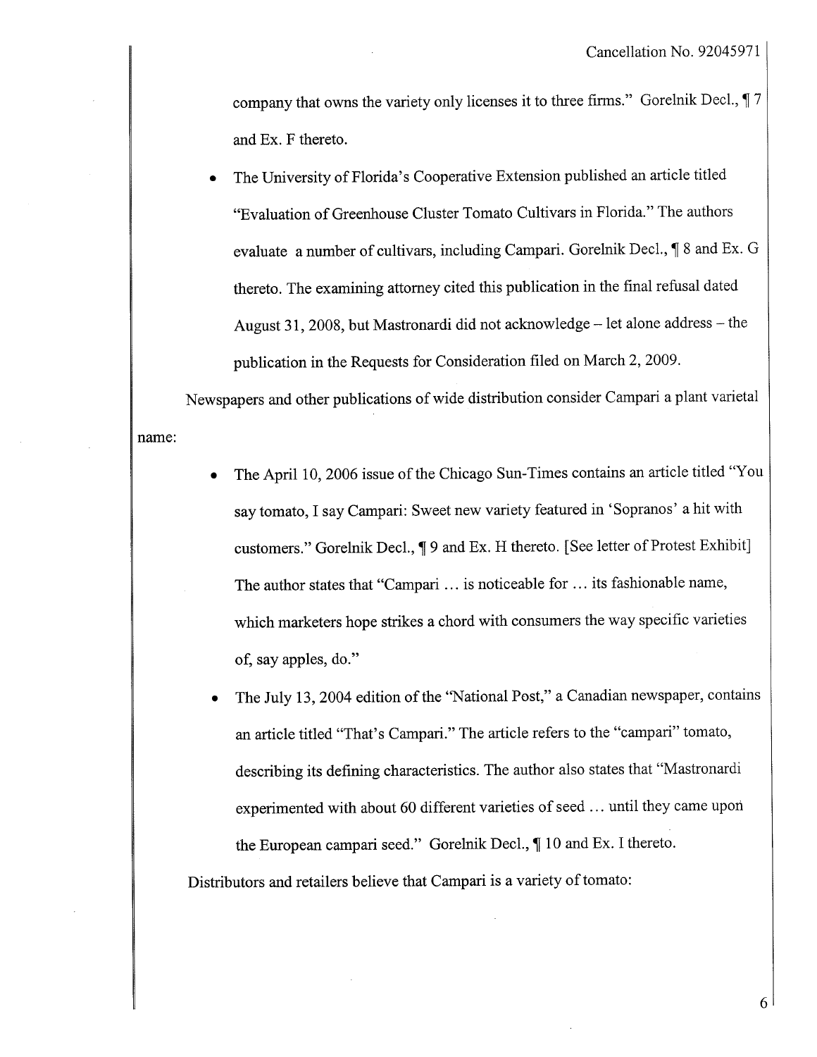company that owns the variety only licenses it to three firms." Gorelnik Decl., ¶ 7 and Ex. F thereto.

- The University of Florida's Cooperative Extension published an article titled "Evaluation of Greenhouse Cluster Tomato Cultivars in Florida." The authors evaluate a number of cultivars, including Campari. Gorelnik Decl., ¶ 8 and Ex. G thereto. The examining attorney cited this publication in the final refusal dated August 31, 2008, but Mastronardi did not acknowledge – let alone address – the publication in the Requests for Consideration filed on March 2, 2009.

Newspapers and other publications of wide distribution consider Campari a plant varietal name:

- The April 10, 2006 issue of the Chicago Sun-Times contains an article titled "You say tomato, I say Campari: Sweet new variety featured in 'Sopranos' a hit with customers." Gorelnik Decl., ¶ 9 and Ex. H thereto. [See letter of Protest Exhibit] The author states that "Campari … is noticeable for … its fashionable name, which marketers hope strikes a chord with consumers the way specific varieties of, say apples, do."
- The July 13, 2004 edition of the "National Post," a Canadian newspaper, contains an article titled "That's Campari." The article refers to the "campari" tomato, describing its defining characteristics. The author also states that "Mastronardi experimented with about 60 different varieties of seed … until they came upon the European campari seed." Gorelnik Decl., ¶ 10 and Ex. I thereto.

Distributors and retailers believe that Campari is a variety of tomato: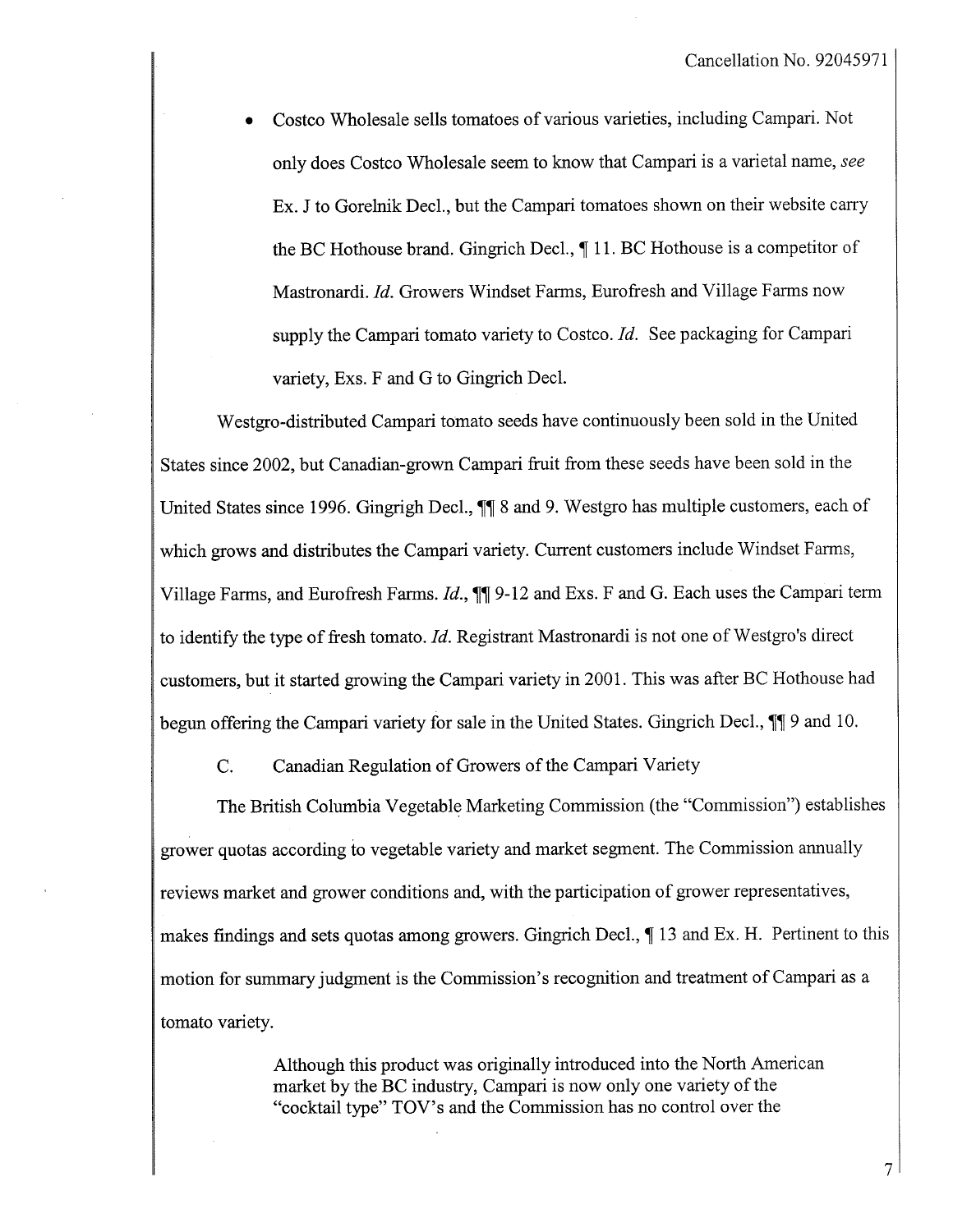- Costco Wholesale sells tomatoes of various varieties, including Campari. Not only does Costco Wholesale seem to know that Campari is a varietal name, *see* Ex. J to Gorelnik Decl., but the Campari tomatoes shown on their website carry the BC Hothouse brand. Gingrich Decl., ¶ 11. BC Hothouse is a competitor of Mastronardi. *Id.* Growers Windset Farms, Eurofresh and Village Farms now supply the Campari tomato variety to Costco. *Id.* See packaging for Campari variety, Exs. F and G to Gingrich Decl.

Westgro-distributed Campari tomato seeds have continuously been sold in the United States since 2002, but Canadian-grown Campari fruit from these seeds have been sold in the United States since 1996. Gingrigh Decl., ¶¶ 8 and 9. Westgro has multiple customers, each of which grows and distributes the Campari variety. Current customers include Windset Farms, Village Farms, and Eurofresh Farms. *Id.*, ¶¶ 9-12 and Exs. F and G. Each uses the Campari term to identify the type of fresh tomato. *Id.* Registrant Mastronardi is not one of Westgro's direct customers, but it started growing the Campari variety in 2001. This was after BC Hothouse had begun offering the Campari variety for sale in the United States. Gingrich Decl., ¶¶ 9 and 10.

C. Canadian Regulation of Growers of the Campari Variety

The British Columbia Vegetable Marketing Commission (the "Commission") establishes grower quotas according to vegetable variety and market segment. The Commission annually reviews market and grower conditions and, with the participation of grower representatives, makes findings and sets quotas among growers. Gingrich Decl., ¶ 13 and Ex. H. Pertinent to this motion for summary judgment is the Commission's recognition and treatment of Campari as a tomato variety.

> Although this product was originally introduced into the North American market by the BC industry, Campari is now only one variety of the "cocktail type" TOV's and the Commission has no control over the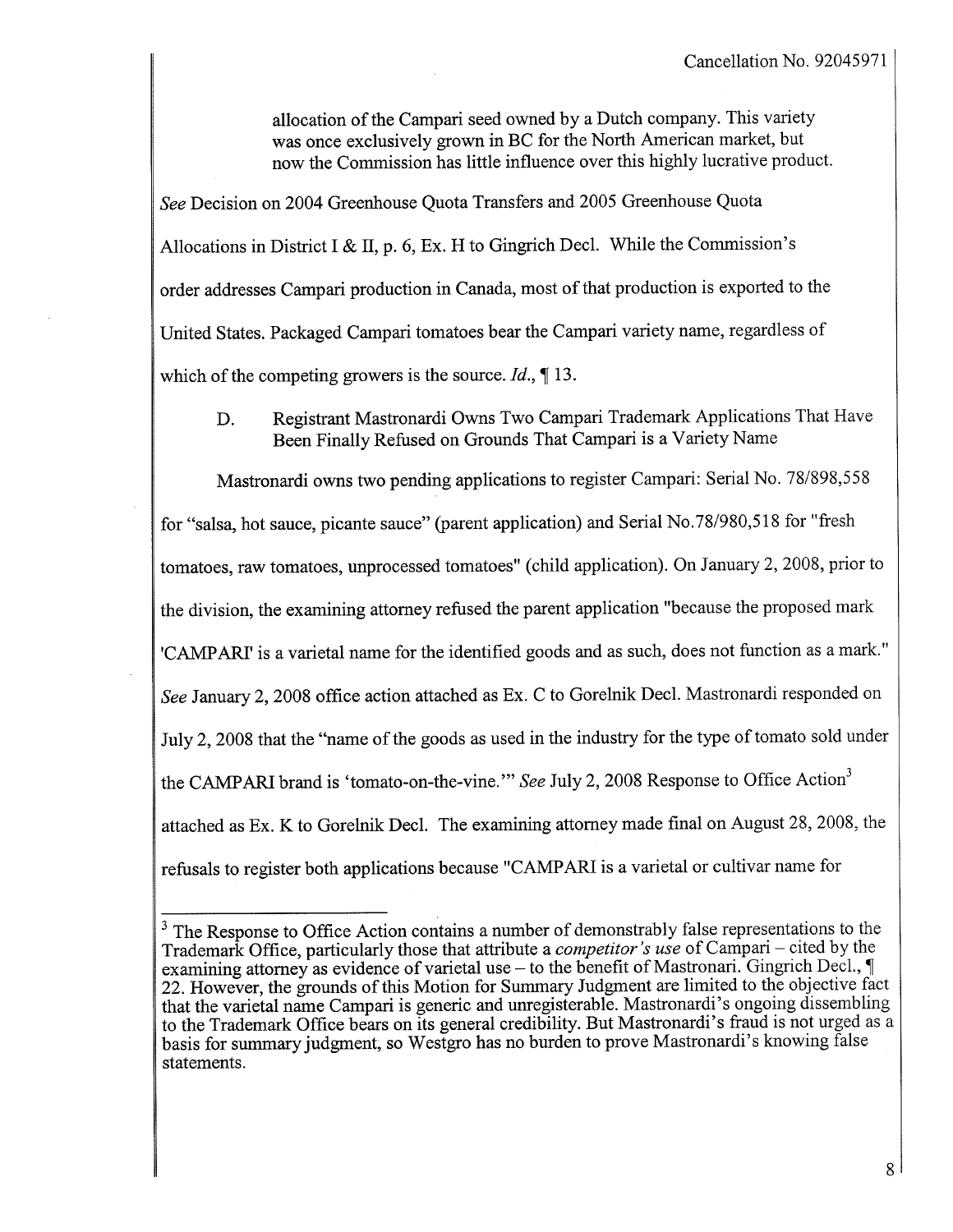> allocation of the Campari seed owned by a Dutch company. This variety was once exclusively grown in BC for the North American market, but now the Commission has little influence over this highly lucrative product.

*See* Decision on 2004 Greenhouse Quota Transfers and 2005 Greenhouse Quota Allocations in District I & II, p. 6, Ex. H to Gingrich Decl. While the Commission's order addresses Campari production in Canada, most of that production is exported to the United States. Packaged Campari tomatoes bear the Campari variety name, regardless of which of the competing growers is the source. *Id.*, ¶ 13.

D. Registrant Mastronardi Owns Two Campari Trademark Applications That Have Been Finally Refused on Grounds That Campari is a Variety Name

Mastronardi owns two pending applications to register Campari: Serial No. 78/898,558 for "salsa, hot sauce, picante sauce" (parent application) and Serial No.78/980,518 for "fresh tomatoes, raw tomatoes, unprocessed tomatoes" (child application). On January 2, 2008, prior to the division, the examining attorney refused the parent application "because the proposed mark 'CAMPARI' is a varietal name for the identified goods and as such, does not function as a mark." *See* January 2, 2008 office action attached as Ex. C to Gorelnik Decl. Mastronardi responded on July 2, 2008 that the "name of the goods as used in the industry for the type of tomato sold under the CAMPARI brand is 'tomato-on-the-vine.'" *See* July 2, 2008 Response to Office Action[3] attached as Ex. K to Gorelnik Decl. The examining attorney made final on August 28, 2008, the refusals to register both applications because "CAMPARI is a varietal or cultivar name for

---

[3] The Response to Office Action contains a number of demonstrably false representations to the Trademark Office, particularly those that attribute a *competitor's use* of Campari – cited by the examining attorney as evidence of varietal use – to the benefit of Mastronari. Gingrich Decl., ¶ 22. However, the grounds of this Motion for Summary Judgment are limited to the objective fact that the varietal name Campari is generic and unregisterable. Mastronardi's ongoing dissembling to the Trademark Office bears on its general credibility. But Mastronardi's fraud is not urged as a basis for summary judgment, so Westgro has no burden to prove Mastronardi's knowing false statements.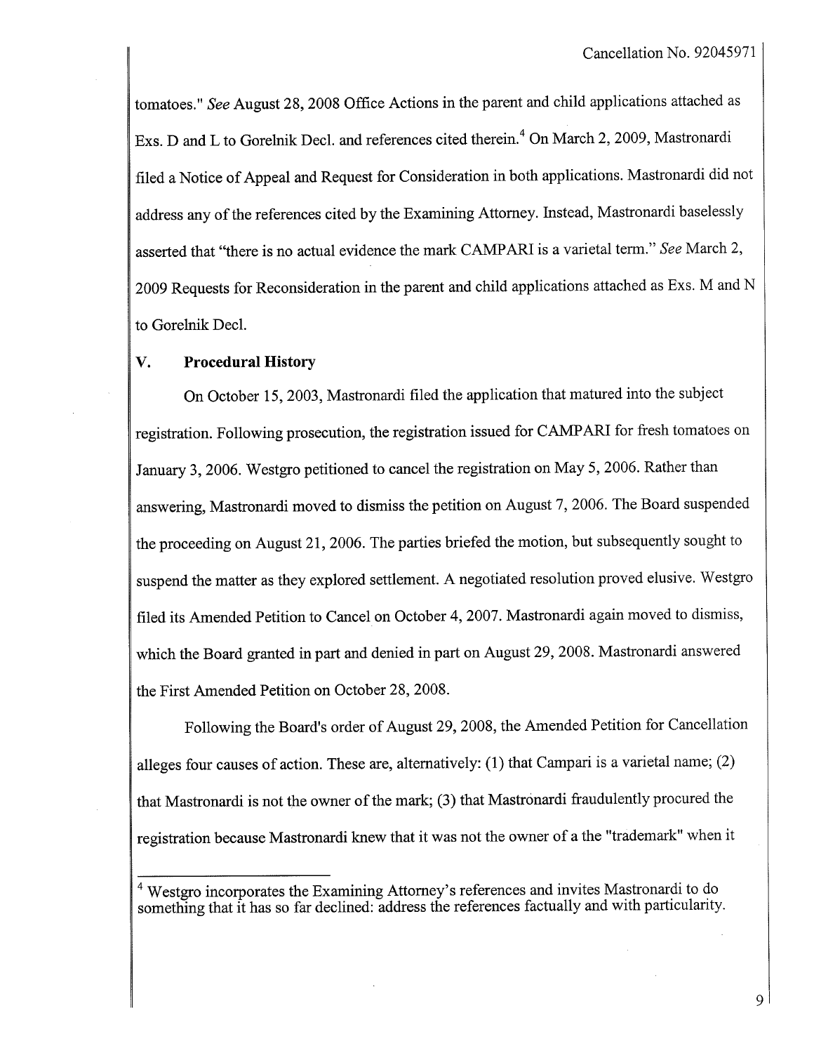tomatoes." *See* August 28, 2008 Office Actions in the parent and child applications attached as Exs. D and L to Gorelnik Decl. and references cited therein.[4] On March 2, 2009, Mastronardi filed a Notice of Appeal and Request for Consideration in both applications. Mastronardi did not address any of the references cited by the Examining Attorney. Instead, Mastronardi baselessly asserted that "there is no actual evidence the mark CAMPARI is a varietal term." *See* March 2, 2009 Requests for Reconsideration in the parent and child applications attached as Exs. M and N to Gorelnik Decl.

## V. Procedural History

On October 15, 2003, Mastronardi filed the application that matured into the subject registration. Following prosecution, the registration issued for CAMPARI for fresh tomatoes on January 3, 2006. Westgro petitioned to cancel the registration on May 5, 2006. Rather than answering, Mastronardi moved to dismiss the petition on August 7, 2006. The Board suspended the proceeding on August 21, 2006. The parties briefed the motion, but subsequently sought to suspend the matter as they explored settlement. A negotiated resolution proved elusive. Westgro filed its Amended Petition to Cancel on October 4, 2007. Mastronardi again moved to dismiss, which the Board granted in part and denied in part on August 29, 2008. Mastronardi answered the First Amended Petition on October 28, 2008.

Following the Board's order of August 29, 2008, the Amended Petition for Cancellation alleges four causes of action. These are, alternatively: (1) that Campari is a varietal name; (2) that Mastronardi is not the owner of the mark; (3) that Mastronardi fraudulently procured the registration because Mastronardi knew that it was not the owner of a the "trademark" when it

---

[4] Westgro incorporates the Examining Attorney's references and invites Mastronardi to do something that it has so far declined: address the references factually and with particularity.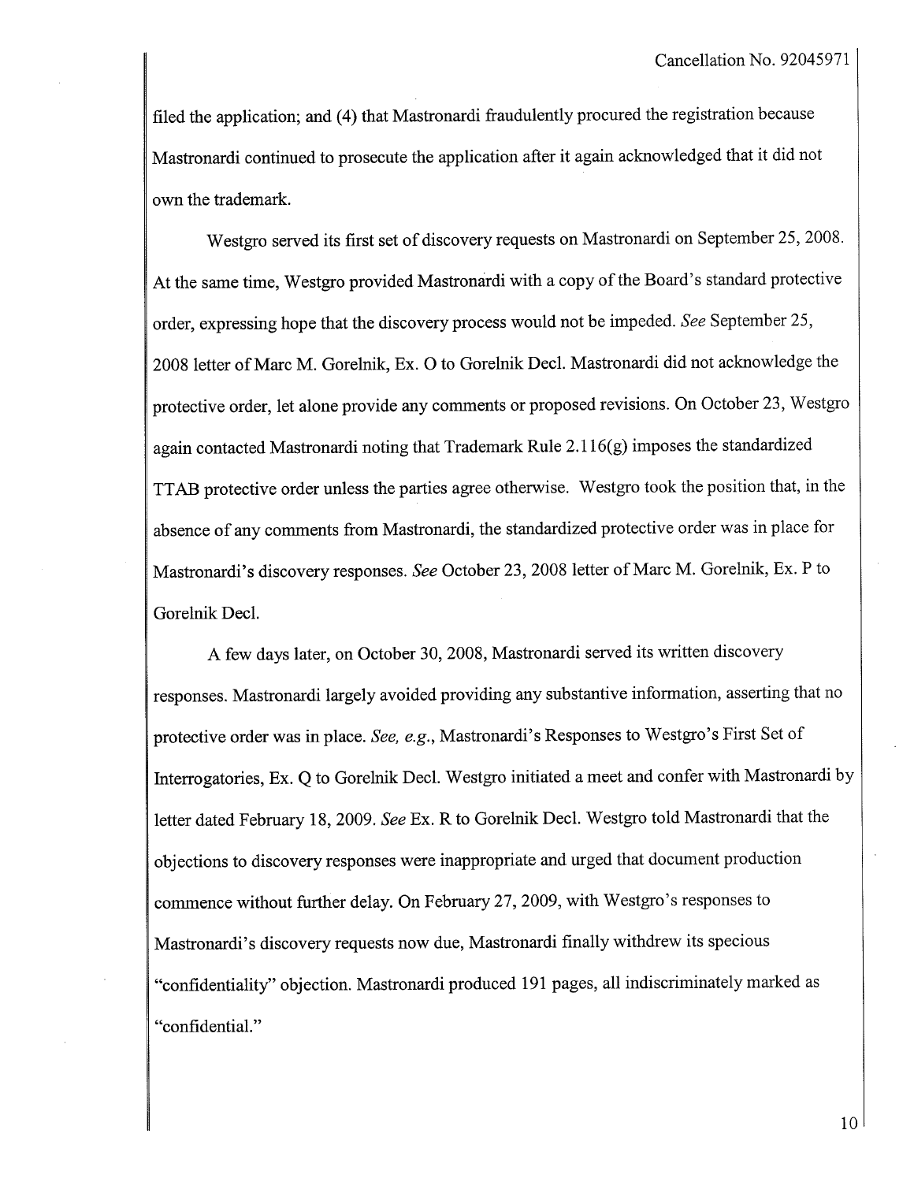filed the application; and (4) that Mastronardi fraudulently procured the registration because Mastronardi continued to prosecute the application after it again acknowledged that it did not own the trademark.

Westgro served its first set of discovery requests on Mastronardi on September 25, 2008. At the same time, Westgro provided Mastronardi with a copy of the Board's standard protective order, expressing hope that the discovery process would not be impeded. *See* September 25, 2008 letter of Marc M. Gorelnik, Ex. O to Gorelnik Decl. Mastronardi did not acknowledge the protective order, let alone provide any comments or proposed revisions. On October 23, Westgro again contacted Mastronardi noting that Trademark Rule 2.116(g) imposes the standardized TTAB protective order unless the parties agree otherwise. Westgro took the position that, in the absence of any comments from Mastronardi, the standardized protective order was in place for Mastronardi's discovery responses. *See* October 23, 2008 letter of Marc M. Gorelnik, Ex. P to Gorelnik Decl.

A few days later, on October 30, 2008, Mastronardi served its written discovery responses. Mastronardi largely avoided providing any substantive information, asserting that no protective order was in place. *See, e.g.*, Mastronardi's Responses to Westgro's First Set of Interrogatories, Ex. Q to Gorelnik Decl. Westgro initiated a meet and confer with Mastronardi by letter dated February 18, 2009. *See* Ex. R to Gorelnik Decl. Westgro told Mastronardi that the objections to discovery responses were inappropriate and urged that document production commence without further delay. On February 27, 2009, with Westgro's responses to Mastronardi's discovery requests now due, Mastronardi finally withdrew its specious "confidentiality" objection. Mastronardi produced 191 pages, all indiscriminately marked as "confidential."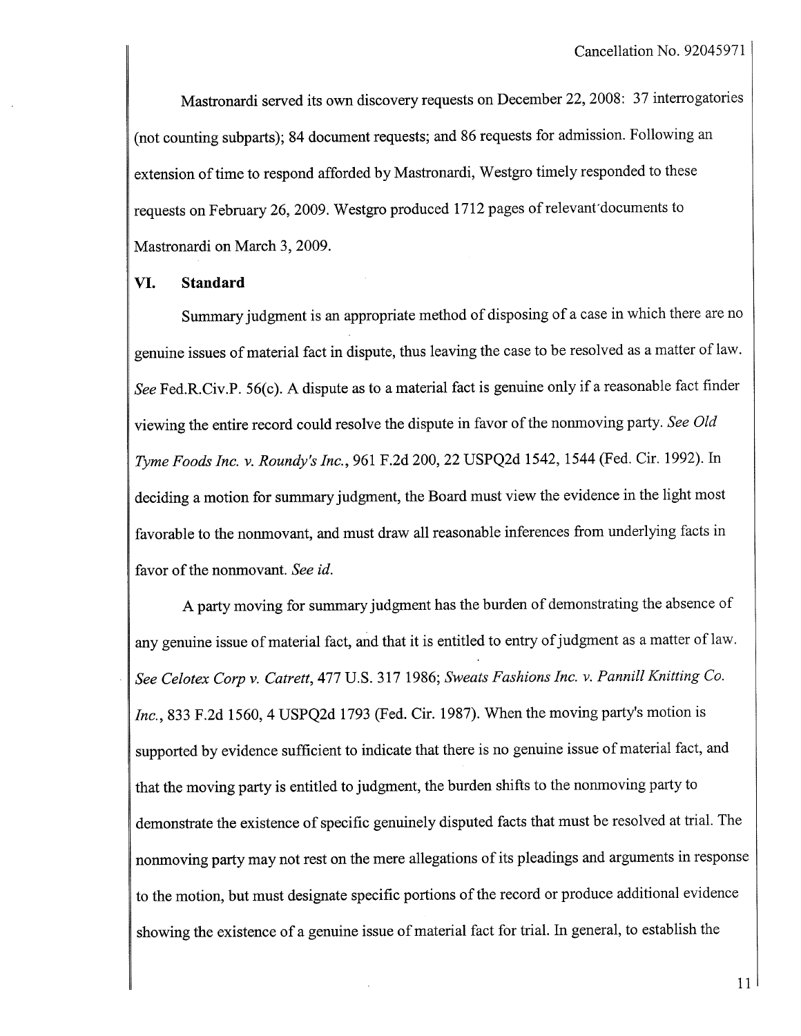Mastronardi served its own discovery requests on December 22, 2008: 37 interrogatories (not counting subparts); 84 document requests; and 86 requests for admission. Following an extension of time to respond afforded by Mastronardi, Westgro timely responded to these requests on February 26, 2009. Westgro produced 1712 pages of relevant documents to Mastronardi on March 3, 2009.

## VI. Standard

Summary judgment is an appropriate method of disposing of a case in which there are no genuine issues of material fact in dispute, thus leaving the case to be resolved as a matter of law. *See* Fed.R.Civ.P. 56(c). A dispute as to a material fact is genuine only if a reasonable fact finder viewing the entire record could resolve the dispute in favor of the nonmoving party. *See Old Tyme Foods Inc. v. Roundy's Inc.*, 961 F.2d 200, 22 USPQ2d 1542, 1544 (Fed. Cir. 1992). In deciding a motion for summary judgment, the Board must view the evidence in the light most favorable to the nonmovant, and must draw all reasonable inferences from underlying facts in favor of the nonmovant. *See id.*

A party moving for summary judgment has the burden of demonstrating the absence of any genuine issue of material fact, and that it is entitled to entry of judgment as a matter of law. *See Celotex Corp v. Catrett*, 477 U.S. 317 1986; *Sweats Fashions Inc. v. Pannill Knitting Co. Inc.*, 833 F.2d 1560, 4 USPQ2d 1793 (Fed. Cir. 1987). When the moving party's motion is supported by evidence sufficient to indicate that there is no genuine issue of material fact, and that the moving party is entitled to judgment, the burden shifts to the nonmoving party to demonstrate the existence of specific genuinely disputed facts that must be resolved at trial. The nonmoving party may not rest on the mere allegations of its pleadings and arguments in response to the motion, but must designate specific portions of the record or produce additional evidence showing the existence of a genuine issue of material fact for trial. In general, to establish the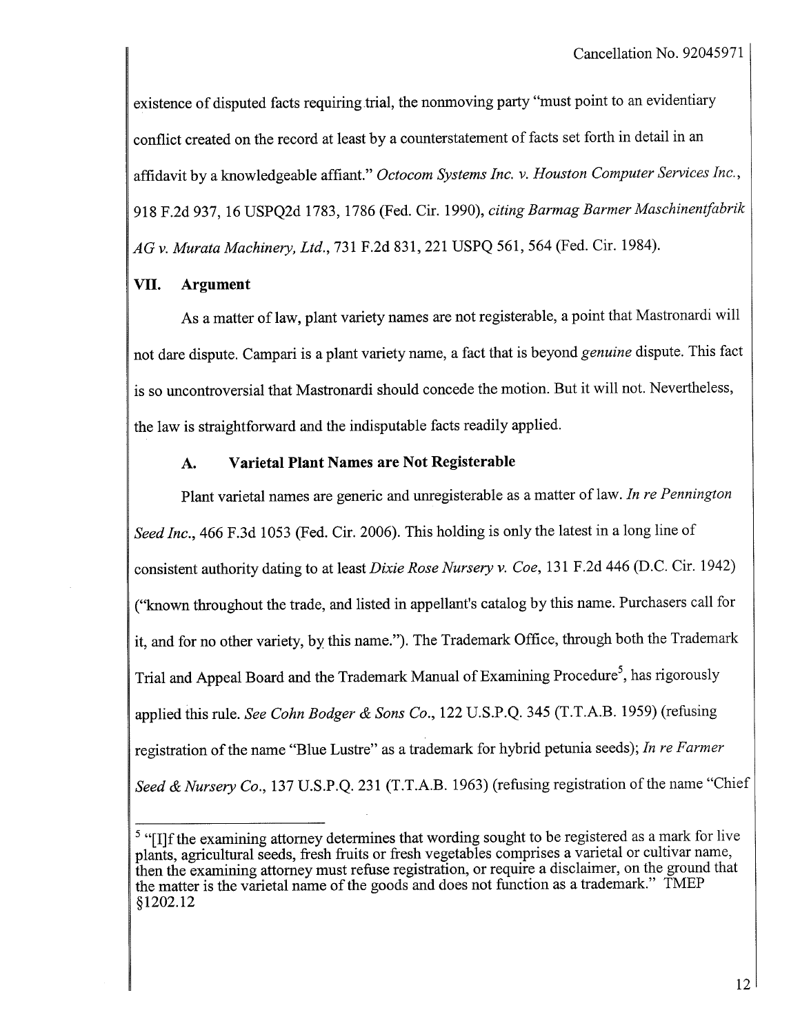existence of disputed facts requiring trial, the nonmoving party "must point to an evidentiary conflict created on the record at least by a counterstatement of facts set forth in detail in an affidavit by a knowledgeable affiant." *Octocom Systems Inc. v. Houston Computer Services Inc.*, 918 F.2d 937, 16 USPQ2d 1783, 1786 (Fed. Cir. 1990), *citing Barmag Barmer Maschinenfabrik AG v. Murata Machinery, Ltd.*, 731 F.2d 831, 221 USPQ 561, 564 (Fed. Cir. 1984).

## VII. Argument

As a matter of law, plant variety names are not registerable, a point that Mastronardi will not dare dispute. Campari is a plant variety name, a fact that is beyond *genuine* dispute. This fact is so uncontroversial that Mastronardi should concede the motion. But it will not. Nevertheless, the law is straightforward and the indisputable facts readily applied.

### A. Varietal Plant Names are Not Registerable

Plant varietal names are generic and unregisterable as a matter of law. *In re Pennington Seed Inc.*, 466 F.3d 1053 (Fed. Cir. 2006). This holding is only the latest in a long line of consistent authority dating to at least *Dixie Rose Nursery v. Coe*, 131 F.2d 446 (D.C. Cir. 1942) ("known throughout the trade, and listed in appellant's catalog by this name. Purchasers call for it, and for no other variety, by this name."). The Trademark Office, through both the Trademark Trial and Appeal Board and the Trademark Manual of Examining Procedure[5], has rigorously applied this rule. *See Cohn Bodger & Sons Co.*, 122 U.S.P.Q. 345 (T.T.A.B. 1959) (refusing registration of the name "Blue Lustre" as a trademark for hybrid petunia seeds); *In re Farmer Seed & Nursery Co.*, 137 U.S.P.Q. 231 (T.T.A.B. 1963) (refusing registration of the name "Chief

---

[5] "[I]f the examining attorney determines that wording sought to be registered as a mark for live plants, agricultural seeds, fresh fruits or fresh vegetables comprises a varietal or cultivar name, then the examining attorney must refuse registration, or require a disclaimer, on the ground that the matter is the varietal name of the goods and does not function as a trademark." TMEP §1202.12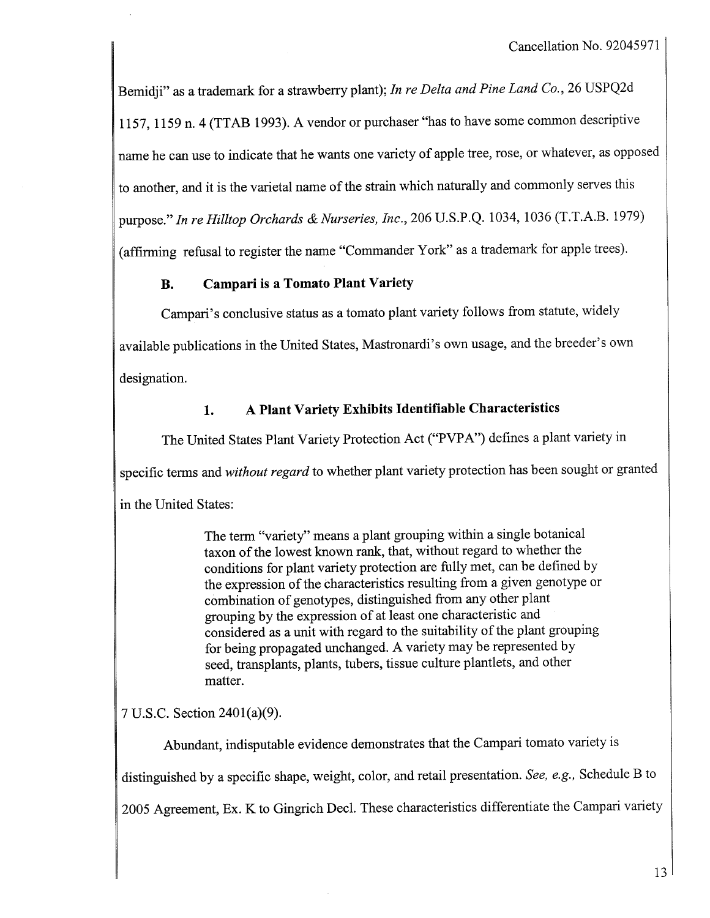Bemidji" as a trademark for a strawberry plant); *In re Delta and Pine Land Co.*, 26 USPQ2d 1157, 1159 n. 4 (TTAB 1993). A vendor or purchaser "has to have some common descriptive name he can use to indicate that he wants one variety of apple tree, rose, or whatever, as opposed to another, and it is the varietal name of the strain which naturally and commonly serves this purpose." *In re Hilltop Orchards & Nurseries, Inc.*, 206 U.S.P.Q. 1034, 1036 (T.T.A.B. 1979) (affirming refusal to register the name "Commander York" as a trademark for apple trees).

### B. Campari is a Tomato Plant Variety

Campari's conclusive status as a tomato plant variety follows from statute, widely available publications in the United States, Mastronardi's own usage, and the breeder's own designation.

#### 1. A Plant Variety Exhibits Identifiable Characteristics

The United States Plant Variety Protection Act ("PVPA") defines a plant variety in specific terms and *without regard* to whether plant variety protection has been sought or granted in the United States:

> The term "variety" means a plant grouping within a single botanical taxon of the lowest known rank, that, without regard to whether the conditions for plant variety protection are fully met, can be defined by the expression of the characteristics resulting from a given genotype or combination of genotypes, distinguished from any other plant grouping by the expression of at least one characteristic and considered as a unit with regard to the suitability of the plant grouping for being propagated unchanged. A variety may be represented by seed, transplants, plants, tubers, tissue culture plantlets, and other matter.

7 U.S.C. Section 2401(a)(9).

Abundant, indisputable evidence demonstrates that the Campari tomato variety is distinguished by a specific shape, weight, color, and retail presentation. *See, e.g.,* Schedule B to 2005 Agreement, Ex. K to Gingrich Decl. These characteristics differentiate the Campari variety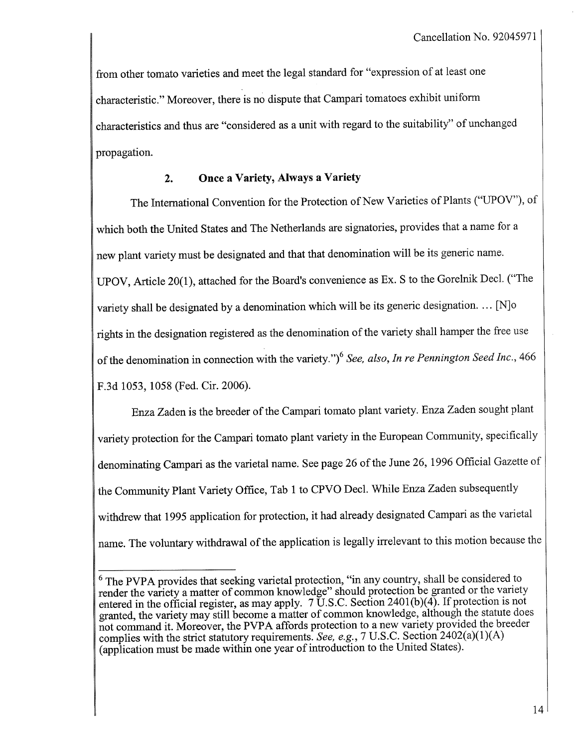from other tomato varieties and meet the legal standard for "expression of at least one characteristic." Moreover, there is no dispute that Campari tomatoes exhibit uniform characteristics and thus are "considered as a unit with regard to the suitability" of unchanged propagation.

### 2. Once a Variety, Always a Variety

The International Convention for the Protection of New Varieties of Plants ("UPOV"), of which both the United States and The Netherlands are signatories, provides that a name for a new plant variety must be designated and that that denomination will be its generic name. UPOV, Article 20(1), attached for the Board's convenience as Ex. S to the Gorelnik Decl. ("The variety shall be designated by a denomination which will be its generic designation. … [N]o rights in the designation registered as the denomination of the variety shall hamper the free use of the denomination in connection with the variety.")[6] *See, also*, *In re Pennington Seed Inc.*, 466 F.3d 1053, 1058 (Fed. Cir. 2006).

Enza Zaden is the breeder of the Campari tomato plant variety. Enza Zaden sought plant variety protection for the Campari tomato plant variety in the European Community, specifically denominating Campari as the varietal name. See page 26 of the June 26, 1996 Official Gazette of the Community Plant Variety Office, Tab 1 to CPVO Decl. While Enza Zaden subsequently withdrew that 1995 application for protection, it had already designated Campari as the varietal name. The voluntary withdrawal of the application is legally irrelevant to this motion because the

---

[6] The PVPA provides that seeking varietal protection, "in any country, shall be considered to render the variety a matter of common knowledge" should protection be granted or the variety entered in the official register, as may apply. 7 U.S.C. Section 2401(b)(4). If protection is not granted, the variety may still become a matter of common knowledge, although the statute does not command it. Moreover, the PVPA affords protection to a new variety provided the breeder complies with the strict statutory requirements. *See, e.g.*, 7 U.S.C. Section 2402(a)(1)(A) (application must be made within one year of introduction to the United States).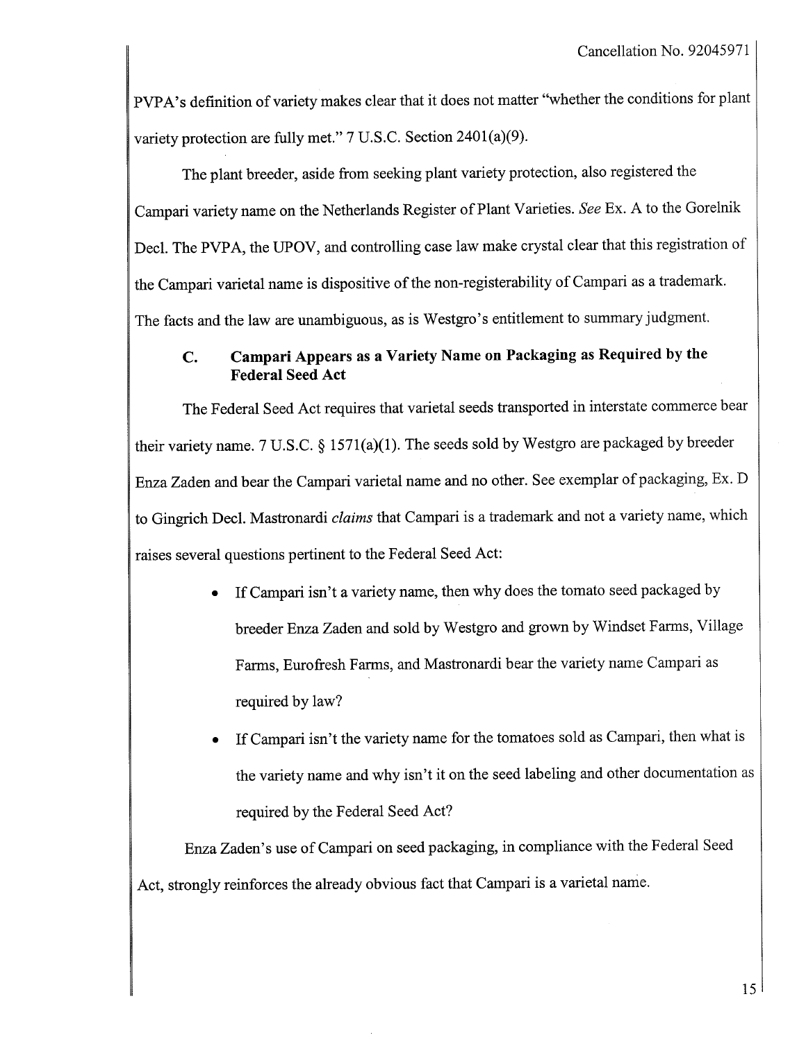PVPA's definition of variety makes clear that it does not matter "whether the conditions for plant variety protection are fully met." 7 U.S.C. Section 2401(a)(9).

The plant breeder, aside from seeking plant variety protection, also registered the Campari variety name on the Netherlands Register of Plant Varieties. *See* Ex. A to the Gorelnik Decl. The PVPA, the UPOV, and controlling case law make crystal clear that this registration of the Campari varietal name is dispositive of the non-registerability of Campari as a trademark. The facts and the law are unambiguous, as is Westgro's entitlement to summary judgment.

### C. Campari Appears as a Variety Name on Packaging as Required by the Federal Seed Act

The Federal Seed Act requires that varietal seeds transported in interstate commerce bear their variety name. 7 U.S.C. § 1571(a)(1). The seeds sold by Westgro are packaged by breeder Enza Zaden and bear the Campari varietal name and no other. See exemplar of packaging, Ex. D to Gingrich Decl. Mastronardi *claims* that Campari is a trademark and not a variety name, which raises several questions pertinent to the Federal Seed Act:

- If Campari isn't a variety name, then why does the tomato seed packaged by breeder Enza Zaden and sold by Westgro and grown by Windset Farms, Village Farms, Eurofresh Farms, and Mastronardi bear the variety name Campari as required by law?
- If Campari isn't the variety name for the tomatoes sold as Campari, then what is the variety name and why isn't it on the seed labeling and other documentation as required by the Federal Seed Act?

Enza Zaden's use of Campari on seed packaging, in compliance with the Federal Seed Act, strongly reinforces the already obvious fact that Campari is a varietal name.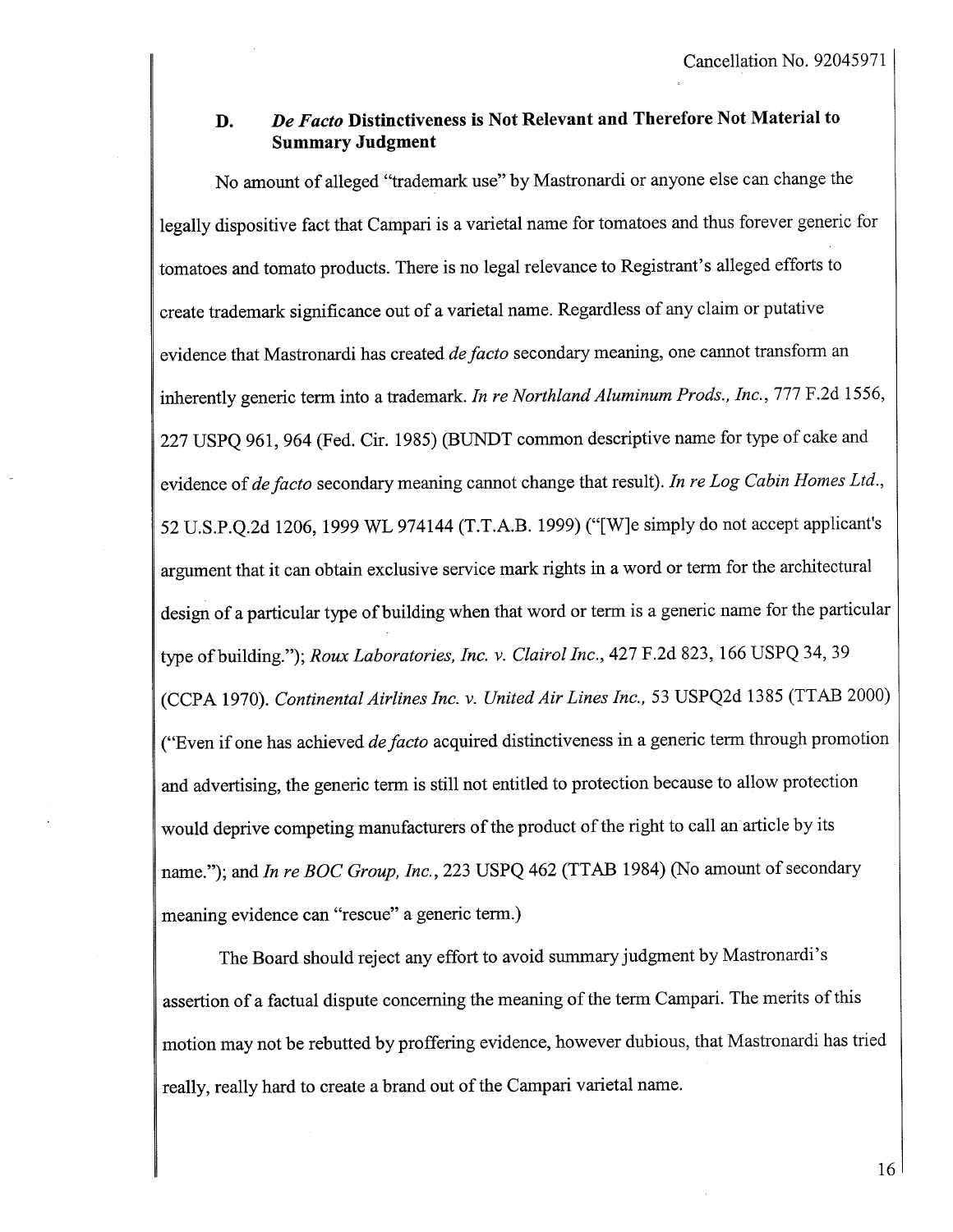## D. *De Facto* Distinctiveness is Not Relevant and Therefore Not Material to Summary Judgment

No amount of alleged "trademark use" by Mastronardi or anyone else can change the legally dispositive fact that Campari is a varietal name for tomatoes and thus forever generic for tomatoes and tomato products. There is no legal relevance to Registrant's alleged efforts to create trademark significance out of a varietal name. Regardless of any claim or putative evidence that Mastronardi has created *de facto* secondary meaning, one cannot transform an inherently generic term into a trademark. *In re Northland Aluminum Prods., Inc.*, 777 F.2d 1556, 227 USPQ 961, 964 (Fed. Cir. 1985) (BUNDT common descriptive name for type of cake and evidence of *de facto* secondary meaning cannot change that result). *In re Log Cabin Homes Ltd.*, 52 U.S.P.Q.2d 1206, 1999 WL 974144 (T.T.A.B. 1999) ("[W]e simply do not accept applicant's argument that it can obtain exclusive service mark rights in a word or term for the architectural design of a particular type of building when that word or term is a generic name for the particular type of building."); *Roux Laboratories, Inc. v. Clairol Inc.*, 427 F.2d 823, 166 USPQ 34, 39 (CCPA 1970). *Continental Airlines Inc. v. United Air Lines Inc.*, 53 USPQ2d 1385 (TTAB 2000) ("Even if one has achieved *de facto* acquired distinctiveness in a generic term through promotion and advertising, the generic term is still not entitled to protection because to allow protection would deprive competing manufacturers of the product of the right to call an article by its name."); and *In re BOC Group, Inc.*, 223 USPQ 462 (TTAB 1984) (No amount of secondary meaning evidence can "rescue" a generic term.)

The Board should reject any effort to avoid summary judgment by Mastronardi's assertion of a factual dispute concerning the meaning of the term Campari. The merits of this motion may not be rebutted by proffering evidence, however dubious, that Mastronardi has tried really, really hard to create a brand out of the Campari varietal name.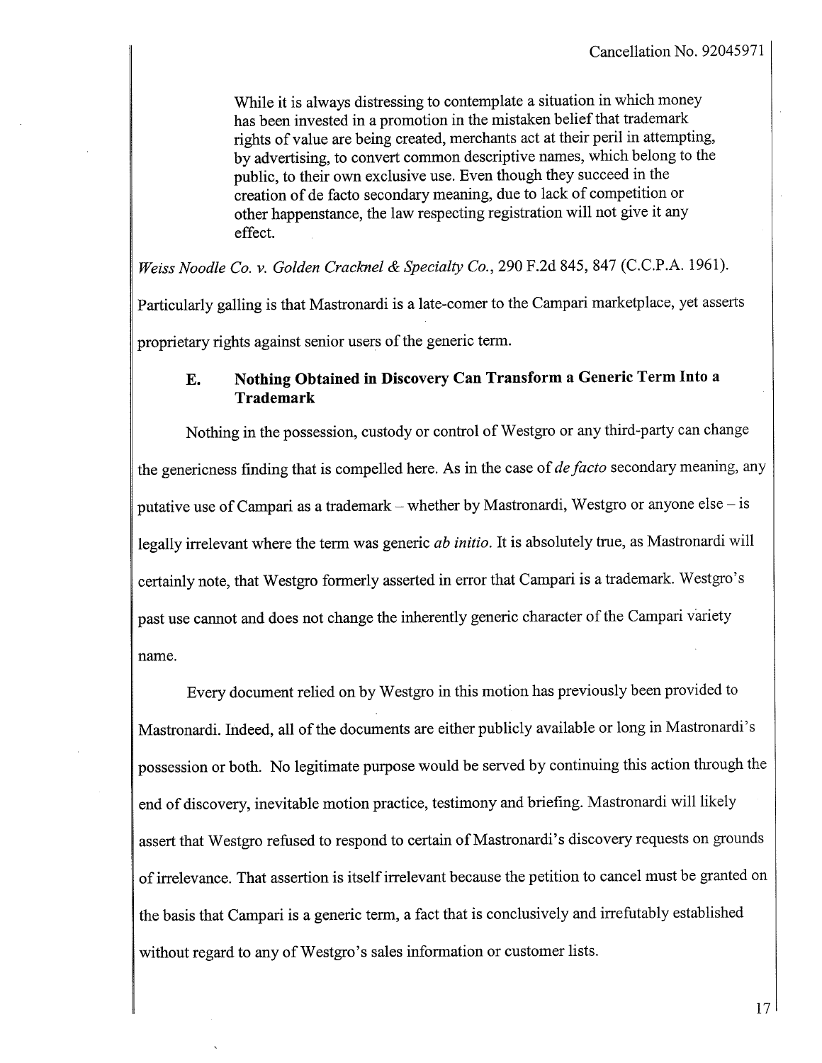> While it is always distressing to contemplate a situation in which money has been invested in a promotion in the mistaken belief that trademark rights of value are being created, merchants act at their peril in attempting, by advertising, to convert common descriptive names, which belong to the public, to their own exclusive use. Even though they succeed in the creation of de facto secondary meaning, due to lack of competition or other happenstance, the law respecting registration will not give it any effect.

*Weiss Noodle Co. v. Golden Cracknel & Specialty Co.*, 290 F.2d 845, 847 (C.C.P.A. 1961). Particularly galling is that Mastronardi is a late-comer to the Campari marketplace, yet asserts proprietary rights against senior users of the generic term.

### E. Nothing Obtained in Discovery Can Transform a Generic Term Into a Trademark

Nothing in the possession, custody or control of Westgro or any third-party can change the genericness finding that is compelled here. As in the case of *de facto* secondary meaning, any putative use of Campari as a trademark – whether by Mastronardi, Westgro or anyone else – is legally irrelevant where the term was generic *ab initio*. It is absolutely true, as Mastronardi will certainly note, that Westgro formerly asserted in error that Campari is a trademark. Westgro's past use cannot and does not change the inherently generic character of the Campari variety name.

Every document relied on by Westgro in this motion has previously been provided to Mastronardi. Indeed, all of the documents are either publicly available or long in Mastronardi's possession or both. No legitimate purpose would be served by continuing this action through the end of discovery, inevitable motion practice, testimony and briefing. Mastronardi will likely assert that Westgro refused to respond to certain of Mastronardi's discovery requests on grounds of irrelevance. That assertion is itself irrelevant because the petition to cancel must be granted on the basis that Campari is a generic term, a fact that is conclusively and irrefutably established without regard to any of Westgro's sales information or customer lists.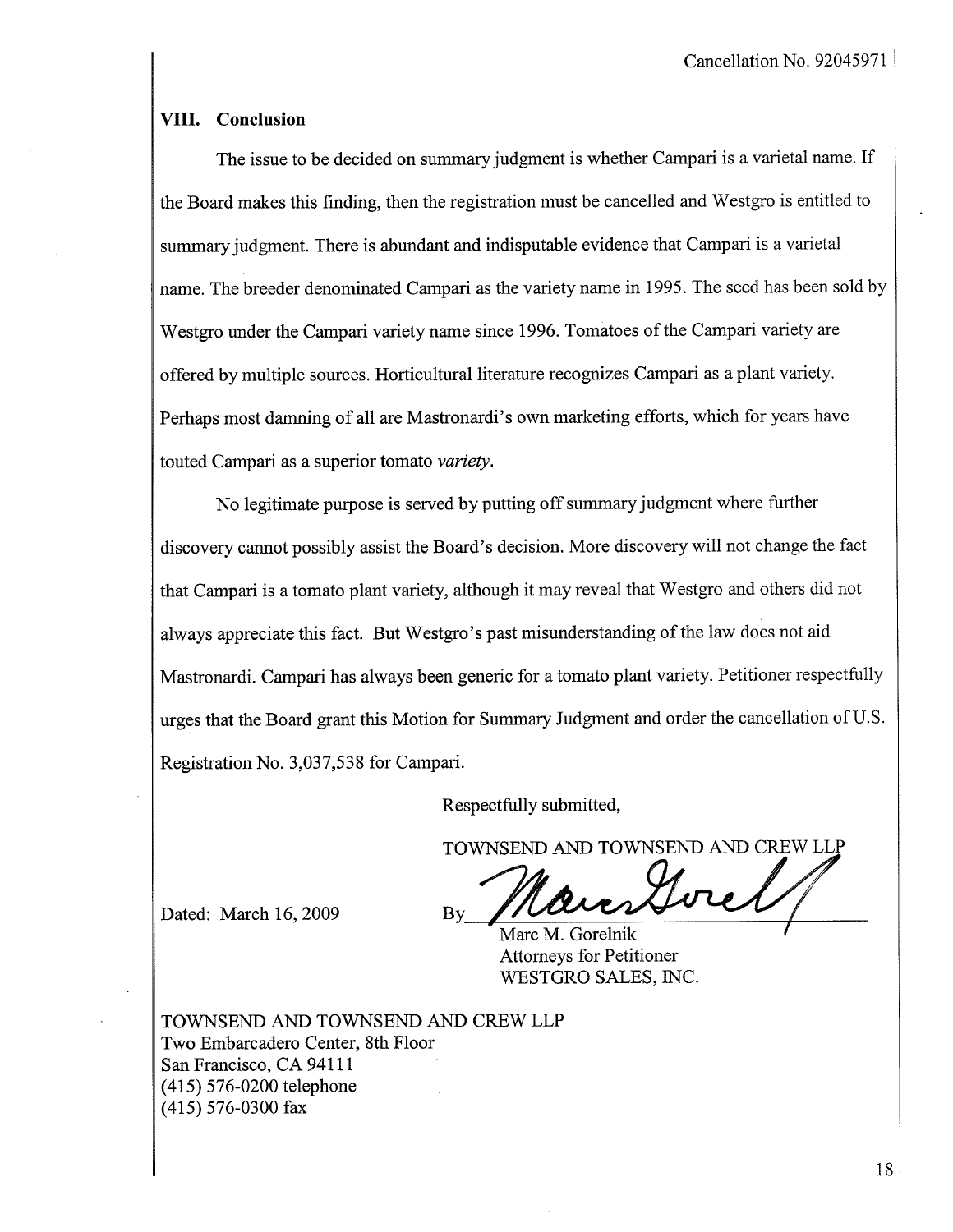## VIII. Conclusion

The issue to be decided on summary judgment is whether Campari is a varietal name. If the Board makes this finding, then the registration must be cancelled and Westgro is entitled to summary judgment. There is abundant and indisputable evidence that Campari is a varietal name. The breeder denominated Campari as the variety name in 1995. The seed has been sold by Westgro under the Campari variety name since 1996. Tomatoes of the Campari variety are offered by multiple sources. Horticultural literature recognizes Campari as a plant variety. Perhaps most damning of all are Mastronardi's own marketing efforts, which for years have touted Campari as a superior tomato *variety*.

No legitimate purpose is served by putting off summary judgment where further discovery cannot possibly assist the Board's decision. More discovery will not change the fact that Campari is a tomato plant variety, although it may reveal that Westgro and others did not always appreciate this fact. But Westgro's past misunderstanding of the law does not aid Mastronardi. Campari has always been generic for a tomato plant variety. Petitioner respectfully urges that the Board grant this Motion for Summary Judgment and order the cancellation of U.S. Registration No. 3,037,538 for Campari.

Respectfully submitted,

TOWNSEND AND TOWNSEND AND CREW LLP

Dated: March 16, 2009

By [signature]
Marc M. Gorelnik
Attorneys for Petitioner
WESTGRO SALES, INC.

TOWNSEND AND TOWNSEND AND CREW LLP
Two Embarcadero Center, 8th Floor
San Francisco, CA 94111
(415) 576-0200 telephone
(415) 576-0300 fax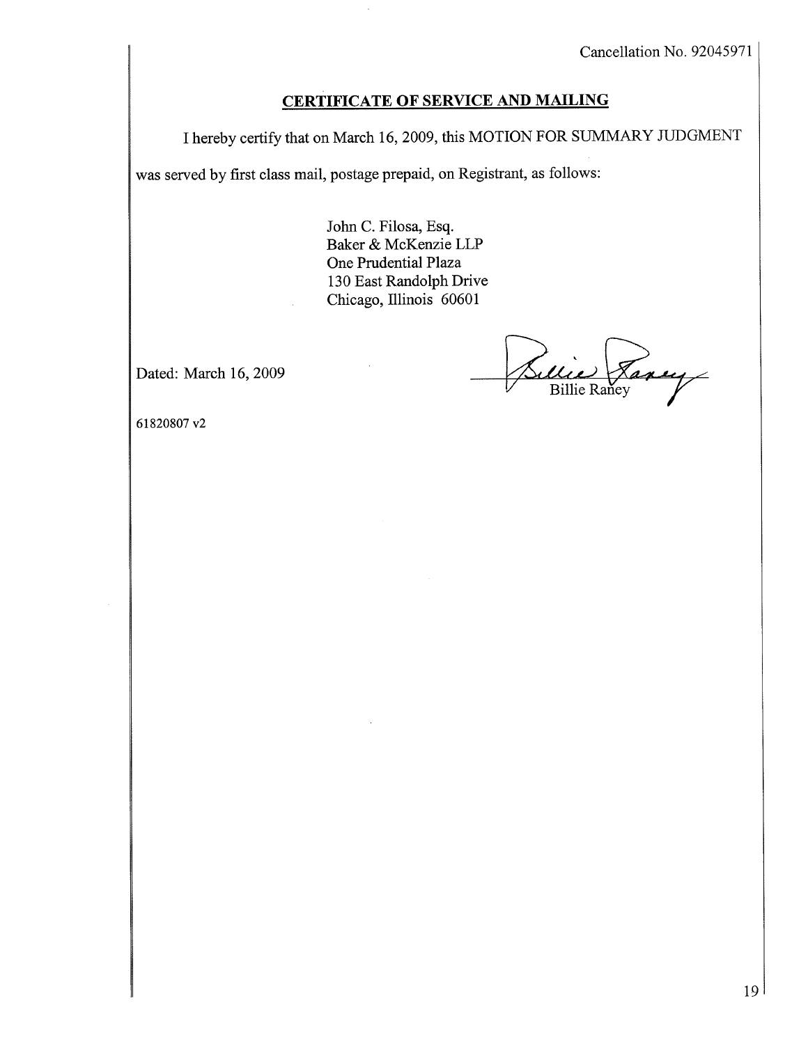## CERTIFICATE OF SERVICE AND MAILING

I hereby certify that on March 16, 2009, this MOTION FOR SUMMARY JUDGMENT was served by first class mail, postage prepaid, on Registrant, as follows:

John C. Filosa, Esq.
Baker & McKenzie LLP
One Prudential Plaza
130 East Randolph Drive
Chicago, Illinois 60601

Dated: March 16, 2009

Billie Raney

61820807 v2